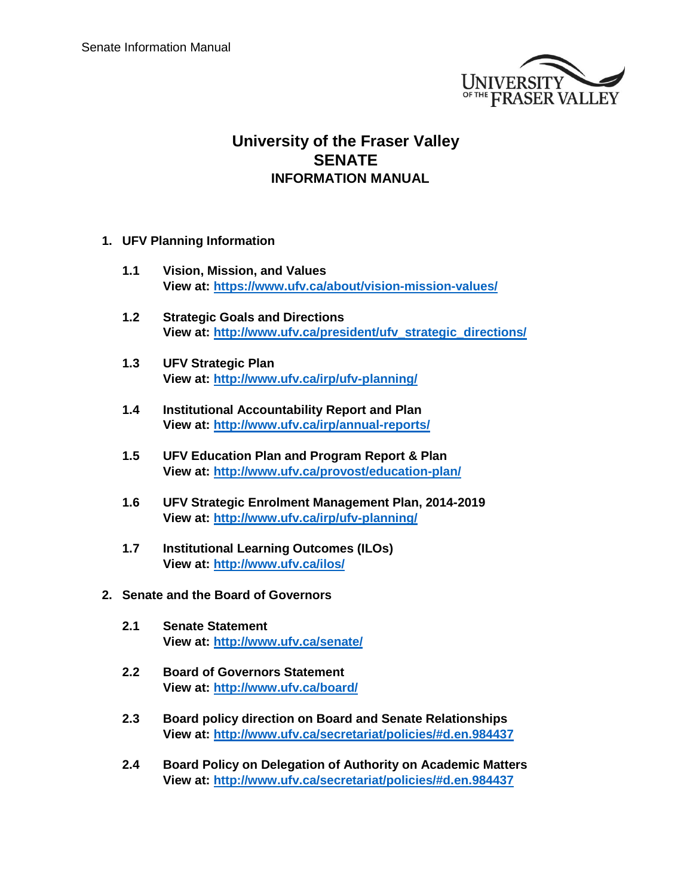# University of the Fraser Valley
# SENATE
## INFORMATION MANUAL

1. **UFV Planning Information**

   **1.1 Vision, Mission, and Values**
   **View at:** https://www.ufv.ca/about/vision-mission-values/

   **1.2 Strategic Goals and Directions**
   **View at:** http://www.ufv.ca/president/ufv_strategic_directions/

   **1.3 UFV Strategic Plan**
   **View at:** http://www.ufv.ca/irp/ufv-planning/

   **1.4 Institutional Accountability Report and Plan**
   **View at:** http://www.ufv.ca/irp/annual-reports/

   **1.5 UFV Education Plan and Program Report & Plan**
   **View at:** http://www.ufv.ca/provost/education-plan/

   **1.6 UFV Strategic Enrolment Management Plan, 2014-2019**
   **View at:** http://www.ufv.ca/irp/ufv-planning/

   **1.7 Institutional Learning Outcomes (ILOs)**
   **View at:** http://www.ufv.ca/ilos/

2. **Senate and the Board of Governors**

   **2.1 Senate Statement**
   **View at:** http://www.ufv.ca/senate/

   **2.2 Board of Governors Statement**
   **View at:** http://www.ufv.ca/board/

   **2.3 Board policy direction on Board and Senate Relationships**
   **View at:** http://www.ufv.ca/secretariat/policies/#d.en.984437

   **2.4 Board Policy on Delegation of Authority on Academic Matters**
   **View at:** http://www.ufv.ca/secretariat/policies/#d.en.984437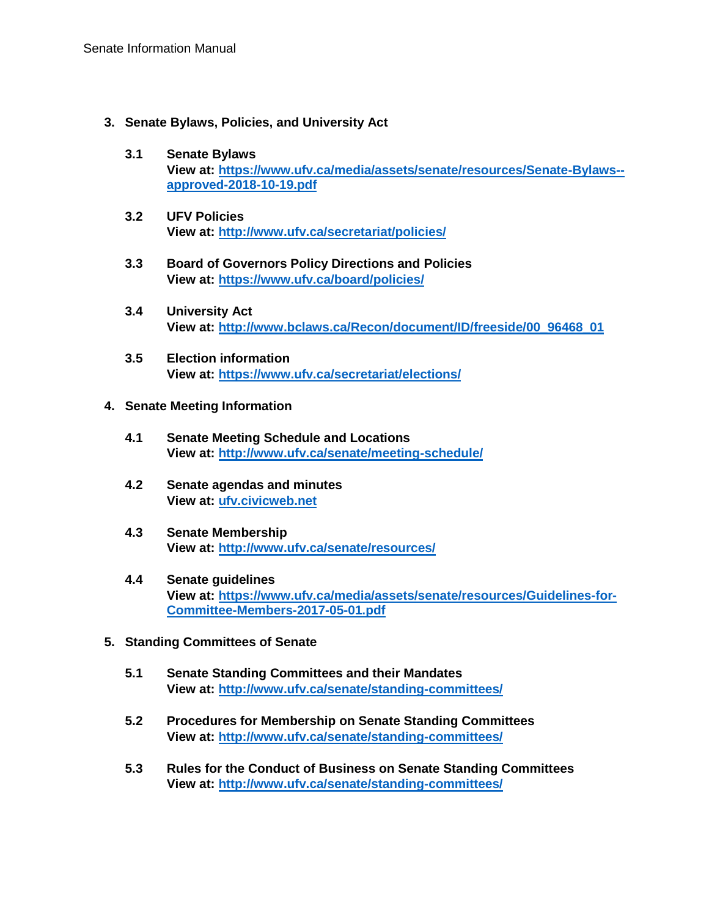## 3. Senate Bylaws, Policies, and University Act

### 3.1 Senate Bylaws
**View at:** [https://www.ufv.ca/media/assets/senate/resources/Senate-Bylaws--approved-2018-10-19.pdf](https://www.ufv.ca/media/assets/senate/resources/Senate-Bylaws--approved-2018-10-19.pdf)

### 3.2 UFV Policies
**View at:** [http://www.ufv.ca/secretariat/policies/](http://www.ufv.ca/secretariat/policies/)

### 3.3 Board of Governors Policy Directions and Policies
**View at:** [https://www.ufv.ca/board/policies/](https://www.ufv.ca/board/policies/)

### 3.4 University Act
**View at:** [http://www.bclaws.ca/Recon/document/ID/freeside/00_96468_01](http://www.bclaws.ca/Recon/document/ID/freeside/00_96468_01)

### 3.5 Election information
**View at:** [https://www.ufv.ca/secretariat/elections/](https://www.ufv.ca/secretariat/elections/)

## 4. Senate Meeting Information

### 4.1 Senate Meeting Schedule and Locations
**View at:** [http://www.ufv.ca/senate/meeting-schedule/](http://www.ufv.ca/senate/meeting-schedule/)

### 4.2 Senate agendas and minutes
**View at:** [ufv.civicweb.net](ufv.civicweb.net)

### 4.3 Senate Membership
**View at:** [http://www.ufv.ca/senate/resources/](http://www.ufv.ca/senate/resources/)

### 4.4 Senate guidelines
**View at:** [https://www.ufv.ca/media/assets/senate/resources/Guidelines-for-Committee-Members-2017-05-01.pdf](https://www.ufv.ca/media/assets/senate/resources/Guidelines-for-Committee-Members-2017-05-01.pdf)

## 5. Standing Committees of Senate

### 5.1 Senate Standing Committees and their Mandates
**View at:** [http://www.ufv.ca/senate/standing-committees/](http://www.ufv.ca/senate/standing-committees/)

### 5.2 Procedures for Membership on Senate Standing Committees
**View at:** [http://www.ufv.ca/senate/standing-committees/](http://www.ufv.ca/senate/standing-committees/)

### 5.3 Rules for the Conduct of Business on Senate Standing Committees
**View at:** [http://www.ufv.ca/senate/standing-committees/](http://www.ufv.ca/senate/standing-committees/)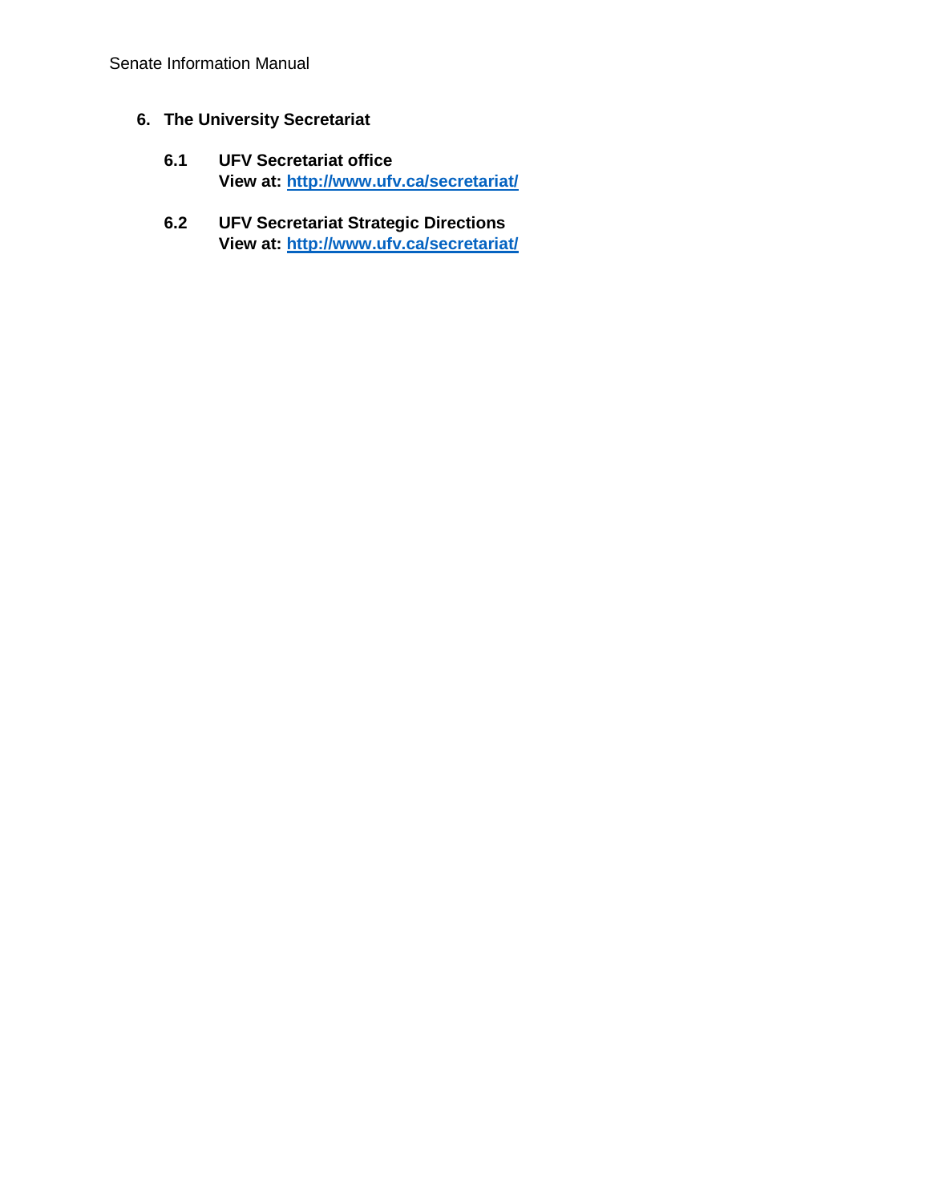## 6. The University Secretariat

### 6.1 UFV Secretariat office

**View at: http://www.ufv.ca/secretariat/**

### 6.2 UFV Secretariat Strategic Directions

**View at: http://www.ufv.ca/secretariat/**